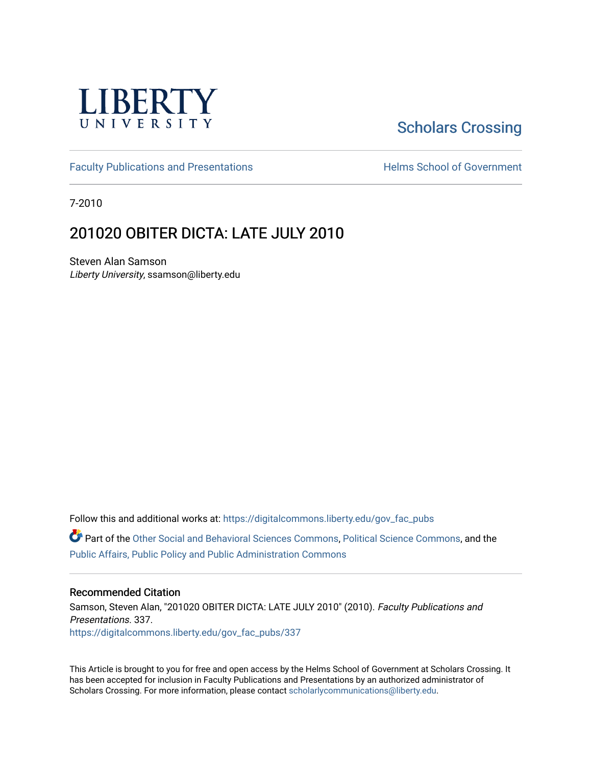LIBERTY UNIVERSITY

Scholars Crossing

Faculty Publications and Presentations

Helms School of Government

7-2010

# 201020 OBITER DICTA: LATE JULY 2010

Steven Alan Samson
*Liberty University*, ssamson@liberty.edu

Follow this and additional works at: https://digitalcommons.liberty.edu/gov_fac_pubs

Part of the Other Social and Behavioral Sciences Commons, Political Science Commons, and the Public Affairs, Public Policy and Public Administration Commons

## Recommended Citation

Samson, Steven Alan, "201020 OBITER DICTA: LATE JULY 2010" (2010). *Faculty Publications and Presentations*. 337.
https://digitalcommons.liberty.edu/gov_fac_pubs/337

This Article is brought to you for free and open access by the Helms School of Government at Scholars Crossing. It has been accepted for inclusion in Faculty Publications and Presentations by an authorized administrator of Scholars Crossing. For more information, please contact scholarlycommunications@liberty.edu.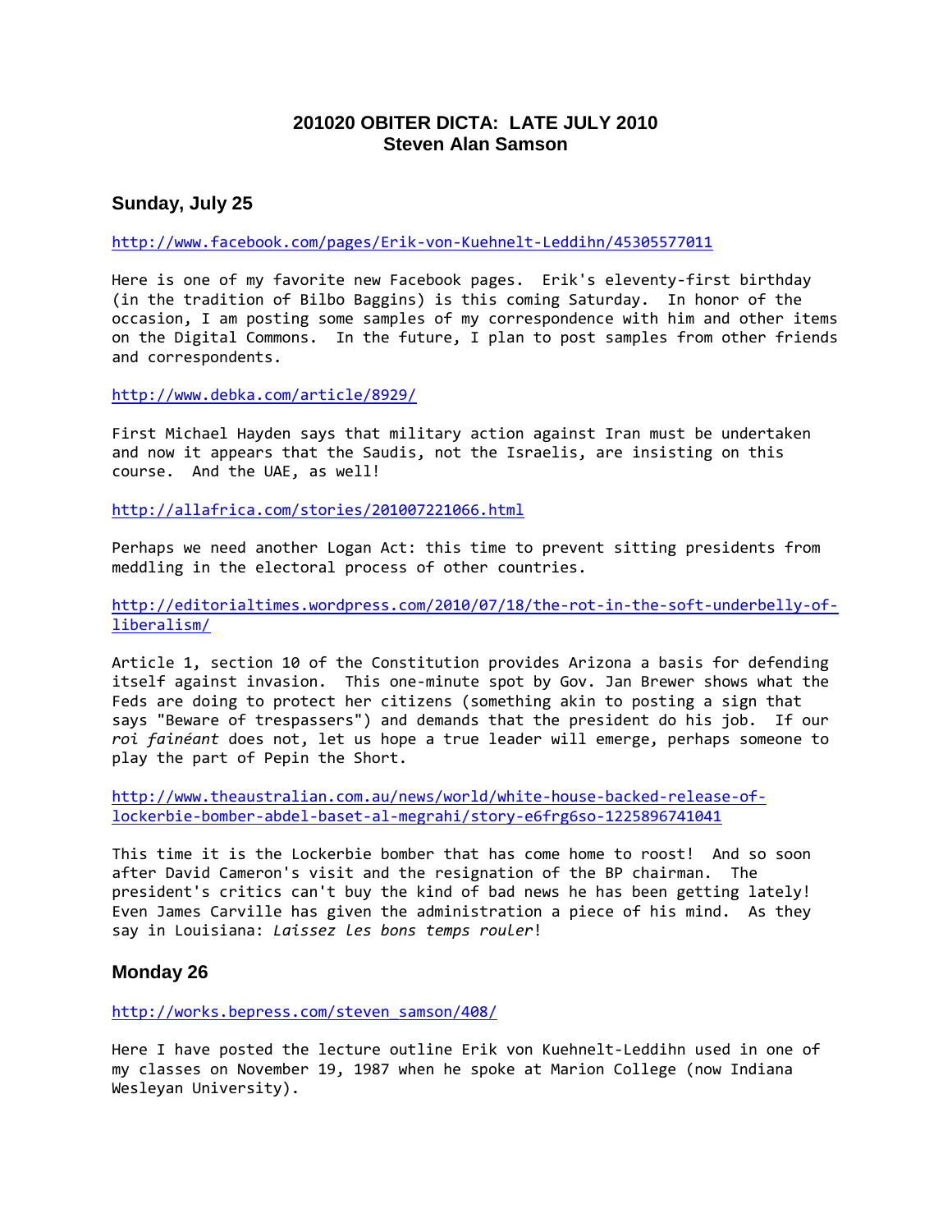# 201020 OBITER DICTA: LATE JULY 2010
## Steven Alan Samson

### Sunday, July 25

http://www.facebook.com/pages/Erik-von-Kuehnelt-Leddihn/45305577011

Here is one of my favorite new Facebook pages. Erik's eleventy-first birthday (in the tradition of Bilbo Baggins) is this coming Saturday. In honor of the occasion, I am posting some samples of my correspondence with him and other items on the Digital Commons. In the future, I plan to post samples from other friends and correspondents.

http://www.debka.com/article/8929/

First Michael Hayden says that military action against Iran must be undertaken and now it appears that the Saudis, not the Israelis, are insisting on this course. And the UAE, as well!

http://allafrica.com/stories/201007221066.html

Perhaps we need another Logan Act: this time to prevent sitting presidents from meddling in the electoral process of other countries.

http://editorialtimes.wordpress.com/2010/07/18/the-rot-in-the-soft-underbelly-of-liberalism/

Article 1, section 10 of the Constitution provides Arizona a basis for defending itself against invasion. This one-minute spot by Gov. Jan Brewer shows what the Feds are doing to protect her citizens (something akin to posting a sign that says "Beware of trespassers") and demands that the president do his job. If our *roi fainéant* does not, let us hope a true leader will emerge, perhaps someone to play the part of Pepin the Short.

http://www.theaustralian.com.au/news/world/white-house-backed-release-of-lockerbie-bomber-abdel-baset-al-megrahi/story-e6frg6so-1225896741041

This time it is the Lockerbie bomber that has come home to roost! And so soon after David Cameron's visit and the resignation of the BP chairman. The president's critics can't buy the kind of bad news he has been getting lately! Even James Carville has given the administration a piece of his mind. As they say in Louisiana: *Laissez les bons temps rouler*!

### Monday 26

http://works.bepress.com/steven_samson/408/

Here I have posted the lecture outline Erik von Kuehnelt-Leddihn used in one of my classes on November 19, 1987 when he spoke at Marion College (now Indiana Wesleyan University).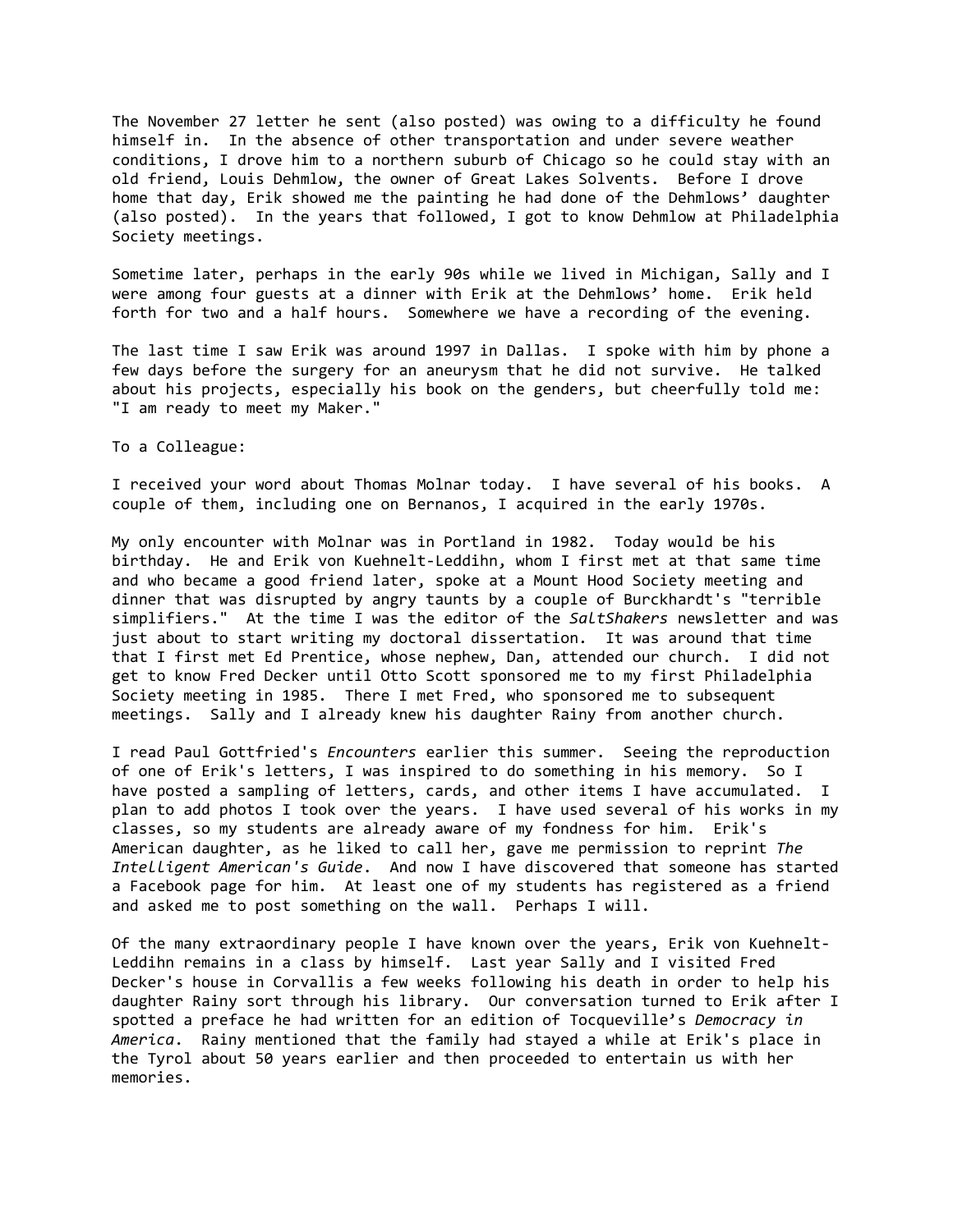The November 27 letter he sent (also posted) was owing to a difficulty he found himself in. In the absence of other transportation and under severe weather conditions, I drove him to a northern suburb of Chicago so he could stay with an old friend, Louis Dehmlow, the owner of Great Lakes Solvents. Before I drove home that day, Erik showed me the painting he had done of the Dehmlows' daughter (also posted). In the years that followed, I got to know Dehmlow at Philadelphia Society meetings.

Sometime later, perhaps in the early 90s while we lived in Michigan, Sally and I were among four guests at a dinner with Erik at the Dehmlows' home. Erik held forth for two and a half hours. Somewhere we have a recording of the evening.

The last time I saw Erik was around 1997 in Dallas. I spoke with him by phone a few days before the surgery for an aneurysm that he did not survive. He talked about his projects, especially his book on the genders, but cheerfully told me: "I am ready to meet my Maker."

To a Colleague:

I received your word about Thomas Molnar today. I have several of his books. A couple of them, including one on Bernanos, I acquired in the early 1970s.

My only encounter with Molnar was in Portland in 1982. Today would be his birthday. He and Erik von Kuehnelt-Leddihn, whom I first met at that same time and who became a good friend later, spoke at a Mount Hood Society meeting and dinner that was disrupted by angry taunts by a couple of Burckhardt's "terrible simplifiers." At the time I was the editor of the *SaltShakers* newsletter and was just about to start writing my doctoral dissertation. It was around that time that I first met Ed Prentice, whose nephew, Dan, attended our church. I did not get to know Fred Decker until Otto Scott sponsored me to my first Philadelphia Society meeting in 1985. There I met Fred, who sponsored me to subsequent meetings. Sally and I already knew his daughter Rainy from another church.

I read Paul Gottfried's *Encounters* earlier this summer. Seeing the reproduction of one of Erik's letters, I was inspired to do something in his memory. So I have posted a sampling of letters, cards, and other items I have accumulated. I plan to add photos I took over the years. I have used several of his works in my classes, so my students are already aware of my fondness for him. Erik's American daughter, as he liked to call her, gave me permission to reprint *The Intelligent American's Guide*. And now I have discovered that someone has started a Facebook page for him. At least one of my students has registered as a friend and asked me to post something on the wall. Perhaps I will.

Of the many extraordinary people I have known over the years, Erik von Kuehnelt-Leddihn remains in a class by himself. Last year Sally and I visited Fred Decker's house in Corvallis a few weeks following his death in order to help his daughter Rainy sort through his library. Our conversation turned to Erik after I spotted a preface he had written for an edition of Tocqueville's *Democracy in America*. Rainy mentioned that the family had stayed a while at Erik's place in the Tyrol about 50 years earlier and then proceeded to entertain us with her memories.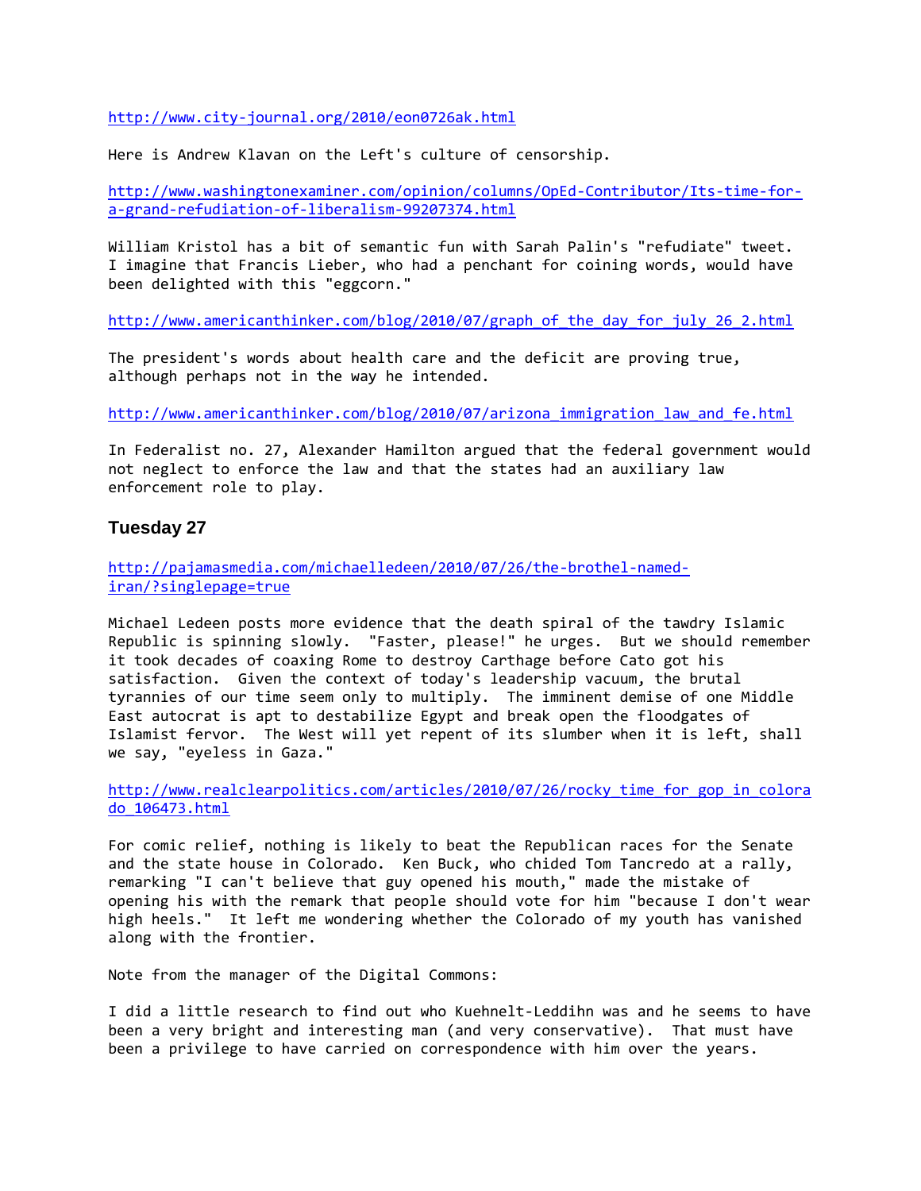http://www.city-journal.org/2010/eon0726ak.html

Here is Andrew Klavan on the Left's culture of censorship.

http://www.washingtonexaminer.com/opinion/columns/OpEd-Contributor/Its-time-for-a-grand-refudiation-of-liberalism-99207374.html

William Kristol has a bit of semantic fun with Sarah Palin's "refudiate" tweet. I imagine that Francis Lieber, who had a penchant for coining words, would have been delighted with this "eggcorn."

http://www.americanthinker.com/blog/2010/07/graph_of_the_day_for_july_26_2.html

The president's words about health care and the deficit are proving true, although perhaps not in the way he intended.

http://www.americanthinker.com/blog/2010/07/arizona_immigration_law_and_fe.html

In Federalist no. 27, Alexander Hamilton argued that the federal government would not neglect to enforce the law and that the states had an auxiliary law enforcement role to play.

### Tuesday 27

http://pajamasmedia.com/michaelledeen/2010/07/26/the-brothel-named-iran/?singlepage=true

Michael Ledeen posts more evidence that the death spiral of the tawdry Islamic Republic is spinning slowly. "Faster, please!" he urges. But we should remember it took decades of coaxing Rome to destroy Carthage before Cato got his satisfaction. Given the context of today's leadership vacuum, the brutal tyrannies of our time seem only to multiply. The imminent demise of one Middle East autocrat is apt to destabilize Egypt and break open the floodgates of Islamist fervor. The West will yet repent of its slumber when it is left, shall we say, "eyeless in Gaza."

http://www.realclearpolitics.com/articles/2010/07/26/rocky_time_for_gop_in_colorado_106473.html

For comic relief, nothing is likely to beat the Republican races for the Senate and the state house in Colorado. Ken Buck, who chided Tom Tancredo at a rally, remarking "I can't believe that guy opened his mouth," made the mistake of opening his with the remark that people should vote for him "because I don't wear high heels." It left me wondering whether the Colorado of my youth has vanished along with the frontier.

Note from the manager of the Digital Commons:

I did a little research to find out who Kuehnelt-Leddihn was and he seems to have been a very bright and interesting man (and very conservative). That must have been a privilege to have carried on correspondence with him over the years.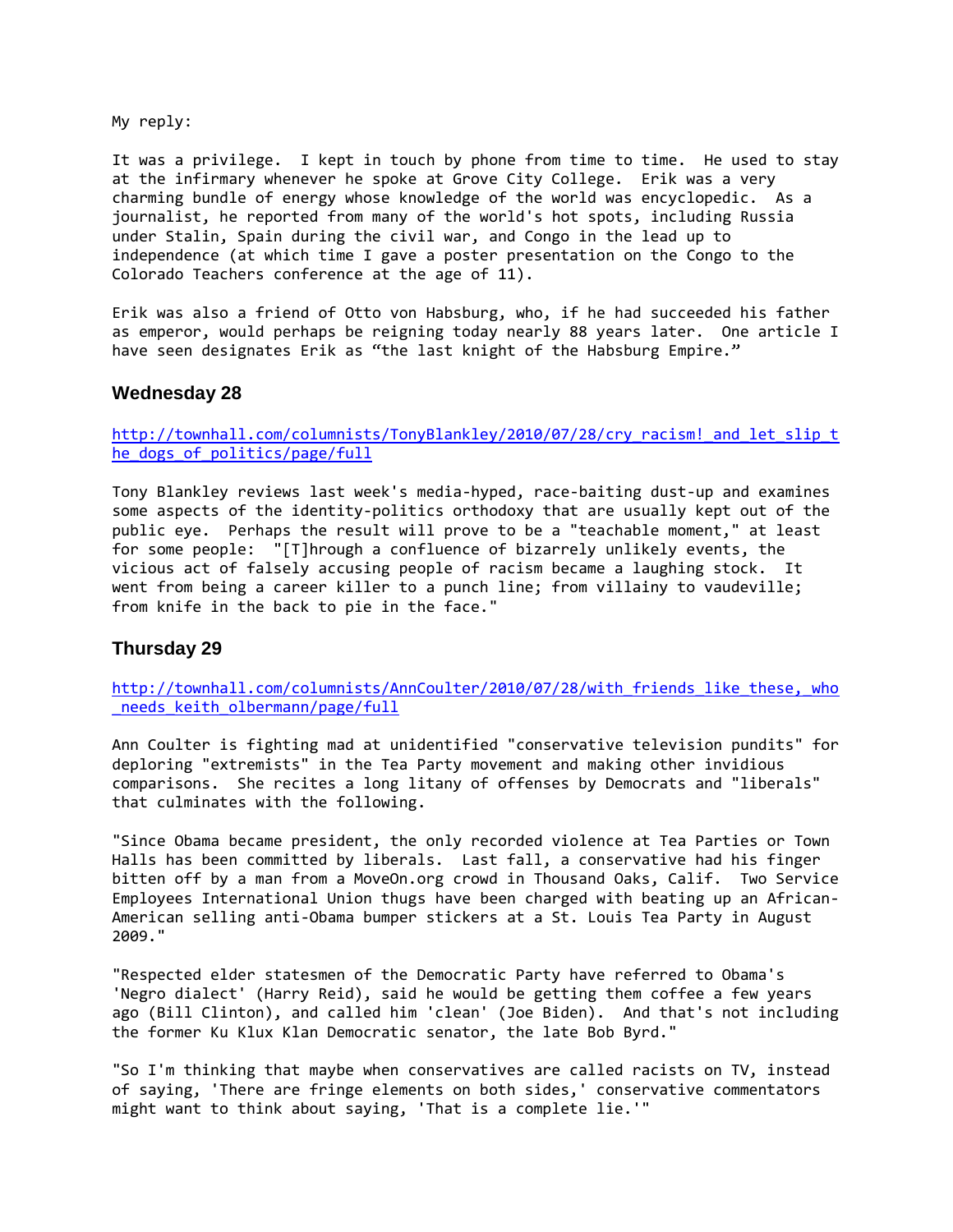My reply:

It was a privilege. I kept in touch by phone from time to time. He used to stay at the infirmary whenever he spoke at Grove City College. Erik was a very charming bundle of energy whose knowledge of the world was encyclopedic. As a journalist, he reported from many of the world's hot spots, including Russia under Stalin, Spain during the civil war, and Congo in the lead up to independence (at which time I gave a poster presentation on the Congo to the Colorado Teachers conference at the age of 11).

Erik was also a friend of Otto von Habsburg, who, if he had succeeded his father as emperor, would perhaps be reigning today nearly 88 years later. One article I have seen designates Erik as "the last knight of the Habsburg Empire."

### Wednesday 28

http://townhall.com/columnists/TonyBlankley/2010/07/28/cry_racism!_and_let_slip_the_dogs_of_politics/page/full

Tony Blankley reviews last week's media-hyped, race-baiting dust-up and examines some aspects of the identity-politics orthodoxy that are usually kept out of the public eye. Perhaps the result will prove to be a "teachable moment," at least for some people: "[T]hrough a confluence of bizarrely unlikely events, the vicious act of falsely accusing people of racism became a laughing stock. It went from being a career killer to a punch line; from villainy to vaudeville; from knife in the back to pie in the face."

### Thursday 29

http://townhall.com/columnists/AnnCoulter/2010/07/28/with_friends_like_these,_who_needs_keith_olbermann/page/full

Ann Coulter is fighting mad at unidentified "conservative television pundits" for deploring "extremists" in the Tea Party movement and making other invidious comparisons. She recites a long litany of offenses by Democrats and "liberals" that culminates with the following.

"Since Obama became president, the only recorded violence at Tea Parties or Town Halls has been committed by liberals. Last fall, a conservative had his finger bitten off by a man from a MoveOn.org crowd in Thousand Oaks, Calif. Two Service Employees International Union thugs have been charged with beating up an African-American selling anti-Obama bumper stickers at a St. Louis Tea Party in August 2009."

"Respected elder statesmen of the Democratic Party have referred to Obama's 'Negro dialect' (Harry Reid), said he would be getting them coffee a few years ago (Bill Clinton), and called him 'clean' (Joe Biden). And that's not including the former Ku Klux Klan Democratic senator, the late Bob Byrd."

"So I'm thinking that maybe when conservatives are called racists on TV, instead of saying, 'There are fringe elements on both sides,' conservative commentators might want to think about saying, 'That is a complete lie.'"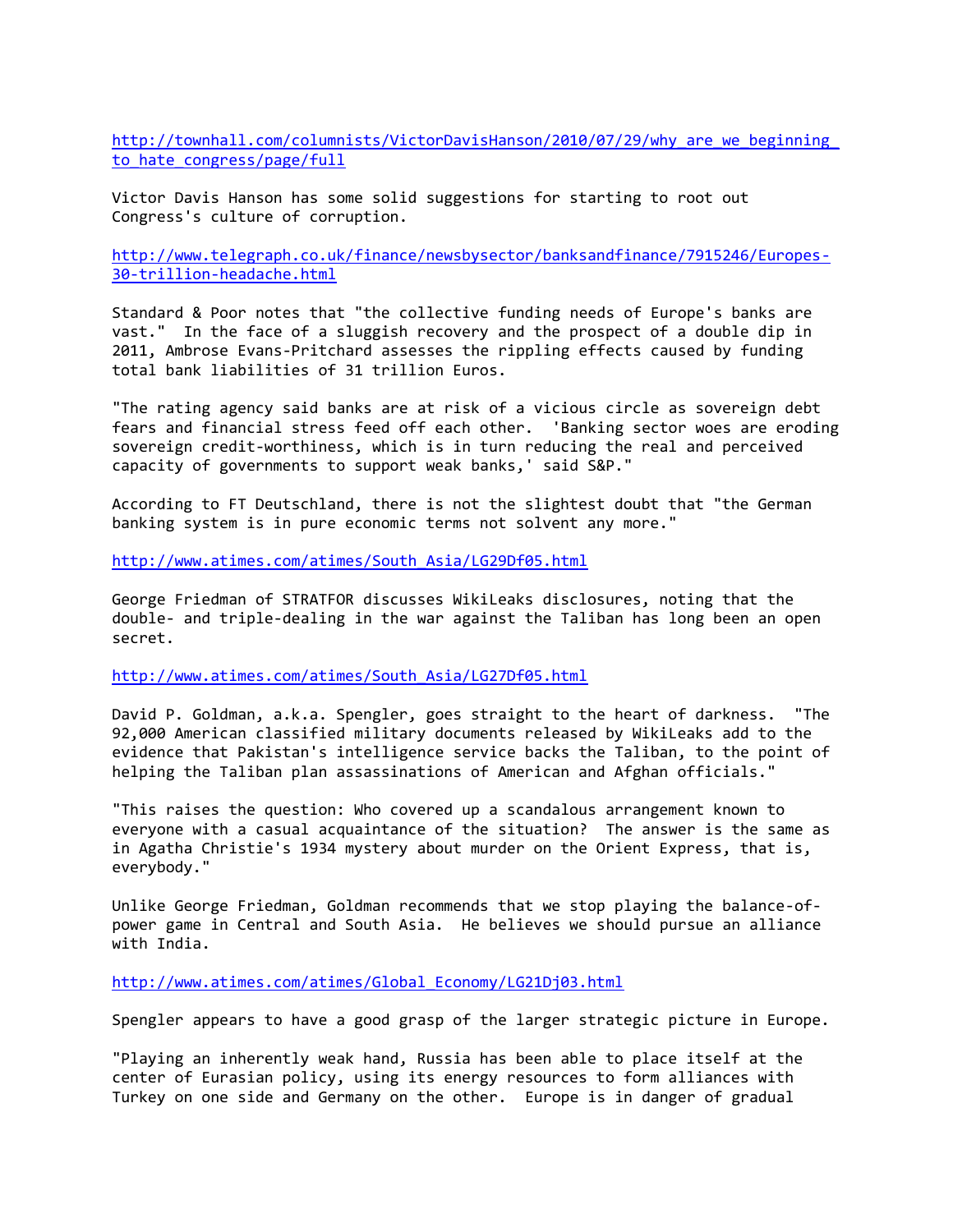http://townhall.com/columnists/VictorDavisHanson/2010/07/29/why_are_we_beginning_to_hate_congress/page/full

Victor Davis Hanson has some solid suggestions for starting to root out Congress's culture of corruption.

http://www.telegraph.co.uk/finance/newsbysector/banksandfinance/7915246/Europes-30-trillion-headache.html

Standard & Poor notes that "the collective funding needs of Europe's banks are vast." In the face of a sluggish recovery and the prospect of a double dip in 2011, Ambrose Evans-Pritchard assesses the rippling effects caused by funding total bank liabilities of 31 trillion Euros.

"The rating agency said banks are at risk of a vicious circle as sovereign debt fears and financial stress feed off each other. 'Banking sector woes are eroding sovereign credit-worthiness, which is in turn reducing the real and perceived capacity of governments to support weak banks,' said S&P."

According to FT Deutschland, there is not the slightest doubt that "the German banking system is in pure economic terms not solvent any more."

http://www.atimes.com/atimes/South_Asia/LG29Df05.html

George Friedman of STRATFOR discusses WikiLeaks disclosures, noting that the double- and triple-dealing in the war against the Taliban has long been an open secret.

http://www.atimes.com/atimes/South_Asia/LG27Df05.html

David P. Goldman, a.k.a. Spengler, goes straight to the heart of darkness. "The 92,000 American classified military documents released by WikiLeaks add to the evidence that Pakistan's intelligence service backs the Taliban, to the point of helping the Taliban plan assassinations of American and Afghan officials."

"This raises the question: Who covered up a scandalous arrangement known to everyone with a casual acquaintance of the situation? The answer is the same as in Agatha Christie's 1934 mystery about murder on the Orient Express, that is, everybody."

Unlike George Friedman, Goldman recommends that we stop playing the balance-of-power game in Central and South Asia. He believes we should pursue an alliance with India.

http://www.atimes.com/atimes/Global_Economy/LG21Dj03.html

Spengler appears to have a good grasp of the larger strategic picture in Europe.

"Playing an inherently weak hand, Russia has been able to place itself at the center of Eurasian policy, using its energy resources to form alliances with Turkey on one side and Germany on the other. Europe is in danger of gradual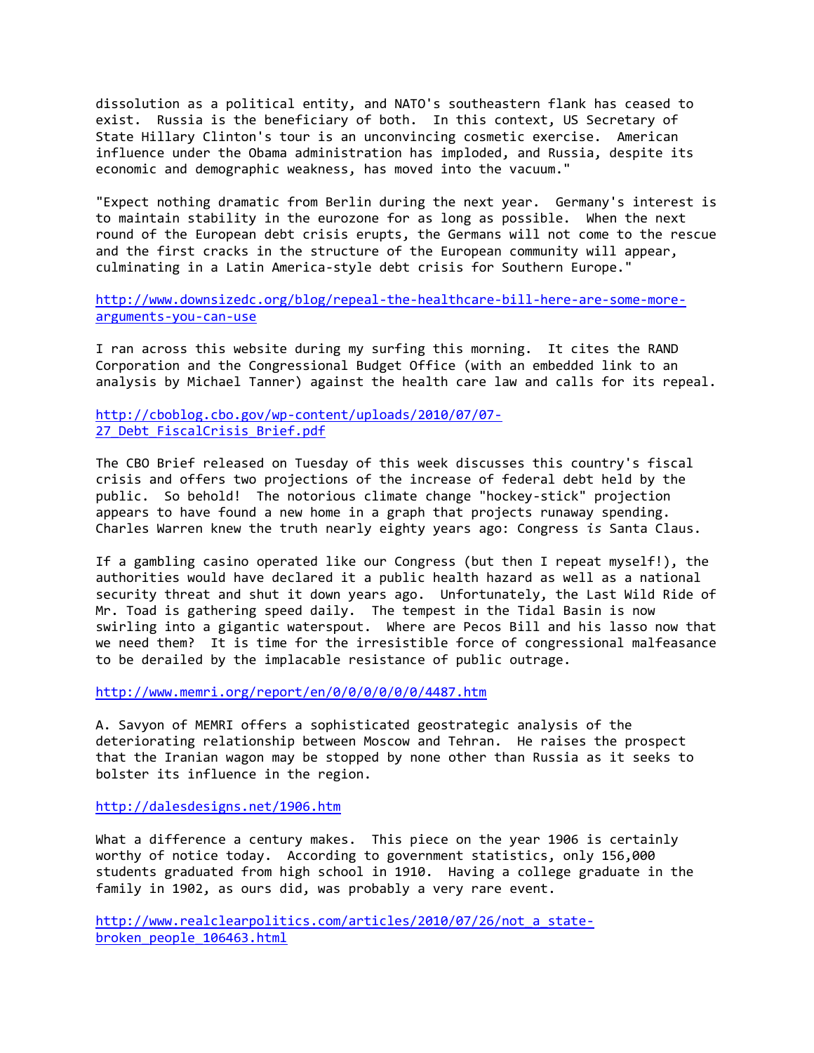dissolution as a political entity, and NATO's southeastern flank has ceased to exist. Russia is the beneficiary of both. In this context, US Secretary of State Hillary Clinton's tour is an unconvincing cosmetic exercise. American influence under the Obama administration has imploded, and Russia, despite its economic and demographic weakness, has moved into the vacuum."

"Expect nothing dramatic from Berlin during the next year. Germany's interest is to maintain stability in the eurozone for as long as possible. When the next round of the European debt crisis erupts, the Germans will not come to the rescue and the first cracks in the structure of the European community will appear, culminating in a Latin America-style debt crisis for Southern Europe."

http://www.downsizedc.org/blog/repeal-the-healthcare-bill-here-are-some-more-arguments-you-can-use

I ran across this website during my surfing this morning. It cites the RAND Corporation and the Congressional Budget Office (with an embedded link to an analysis by Michael Tanner) against the health care law and calls for its repeal.

http://cboblog.cbo.gov/wp-content/uploads/2010/07/07-27_Debt_FiscalCrisis_Brief.pdf

The CBO Brief released on Tuesday of this week discusses this country's fiscal crisis and offers two projections of the increase of federal debt held by the public. So behold! The notorious climate change "hockey-stick" projection appears to have found a new home in a graph that projects runaway spending. Charles Warren knew the truth nearly eighty years ago: Congress *is* Santa Claus.

If a gambling casino operated like our Congress (but then I repeat myself!), the authorities would have declared it a public health hazard as well as a national security threat and shut it down years ago. Unfortunately, the Last Wild Ride of Mr. Toad is gathering speed daily. The tempest in the Tidal Basin is now swirling into a gigantic waterspout. Where are Pecos Bill and his lasso now that we need them? It is time for the irresistible force of congressional malfeasance to be derailed by the implacable resistance of public outrage.

http://www.memri.org/report/en/0/0/0/0/0/0/4487.htm

A. Savyon of MEMRI offers a sophisticated geostrategic analysis of the deteriorating relationship between Moscow and Tehran. He raises the prospect that the Iranian wagon may be stopped by none other than Russia as it seeks to bolster its influence in the region.

http://dalesdesigns.net/1906.htm

What a difference a century makes. This piece on the year 1906 is certainly worthy of notice today. According to government statistics, only 156,000 students graduated from high school in 1910. Having a college graduate in the family in 1902, as ours did, was probably a very rare event.

http://www.realclearpolitics.com/articles/2010/07/26/not_a_state-broken_people_106463.html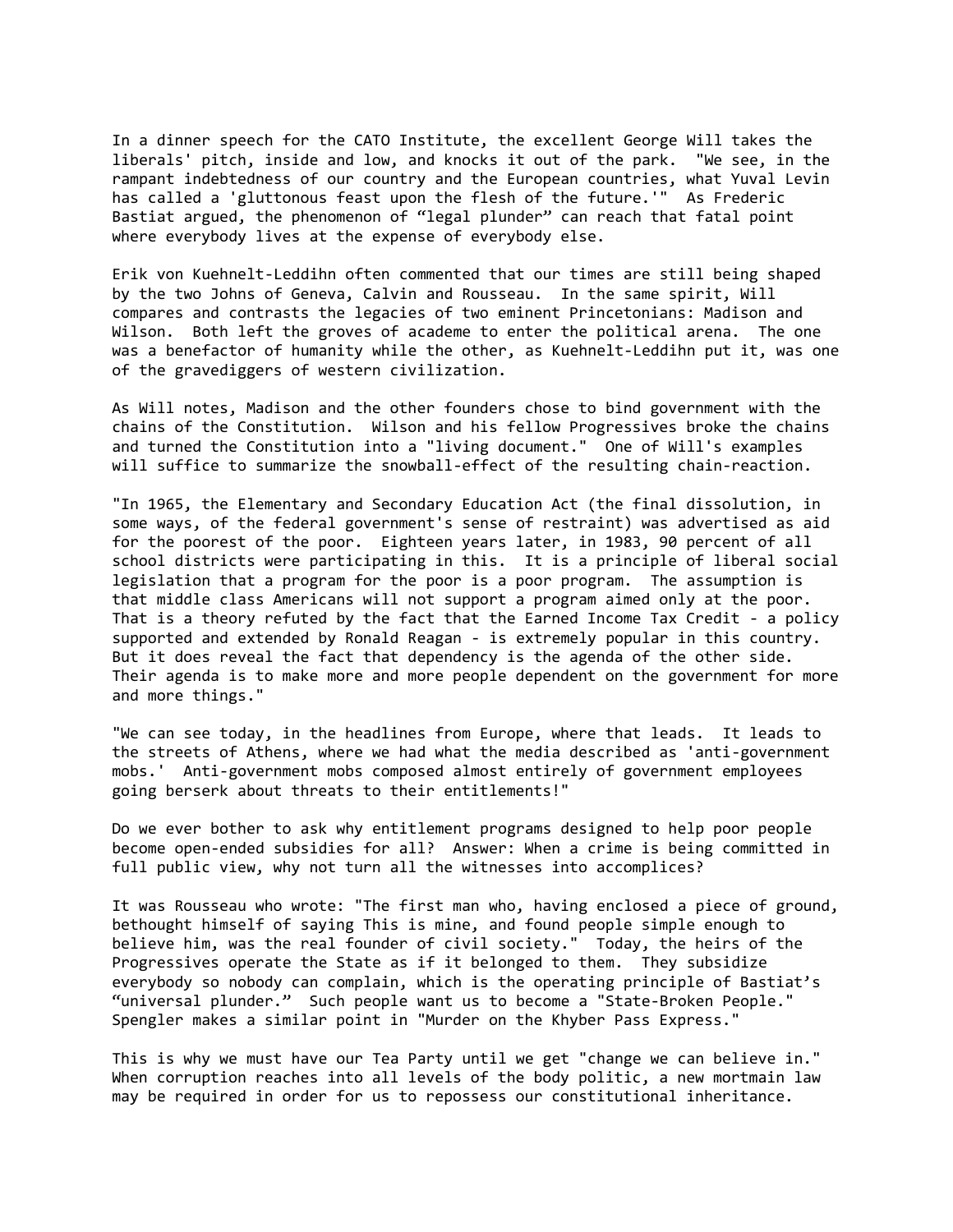In a dinner speech for the CATO Institute, the excellent George Will takes the liberals' pitch, inside and low, and knocks it out of the park. "We see, in the rampant indebtedness of our country and the European countries, what Yuval Levin has called a 'gluttonous feast upon the flesh of the future.'" As Frederic Bastiat argued, the phenomenon of "legal plunder" can reach that fatal point where everybody lives at the expense of everybody else.

Erik von Kuehnelt-Leddihn often commented that our times are still being shaped by the two Johns of Geneva, Calvin and Rousseau. In the same spirit, Will compares and contrasts the legacies of two eminent Princetonians: Madison and Wilson. Both left the groves of academe to enter the political arena. The one was a benefactor of humanity while the other, as Kuehnelt-Leddihn put it, was one of the gravediggers of western civilization.

As Will notes, Madison and the other founders chose to bind government with the chains of the Constitution. Wilson and his fellow Progressives broke the chains and turned the Constitution into a "living document." One of Will's examples will suffice to summarize the snowball-effect of the resulting chain-reaction.

"In 1965, the Elementary and Secondary Education Act (the final dissolution, in some ways, of the federal government's sense of restraint) was advertised as aid for the poorest of the poor. Eighteen years later, in 1983, 90 percent of all school districts were participating in this. It is a principle of liberal social legislation that a program for the poor is a poor program. The assumption is that middle class Americans will not support a program aimed only at the poor. That is a theory refuted by the fact that the Earned Income Tax Credit - a policy supported and extended by Ronald Reagan - is extremely popular in this country. But it does reveal the fact that dependency is the agenda of the other side. Their agenda is to make more and more people dependent on the government for more and more things."

"We can see today, in the headlines from Europe, where that leads. It leads to the streets of Athens, where we had what the media described as 'anti-government mobs.' Anti-government mobs composed almost entirely of government employees going berserk about threats to their entitlements!"

Do we ever bother to ask why entitlement programs designed to help poor people become open-ended subsidies for all? Answer: When a crime is being committed in full public view, why not turn all the witnesses into accomplices?

It was Rousseau who wrote: "The first man who, having enclosed a piece of ground, bethought himself of saying This is mine, and found people simple enough to believe him, was the real founder of civil society." Today, the heirs of the Progressives operate the State as if it belonged to them. They subsidize everybody so nobody can complain, which is the operating principle of Bastiat's "universal plunder." Such people want us to become a "State-Broken People." Spengler makes a similar point in "Murder on the Khyber Pass Express."

This is why we must have our Tea Party until we get "change we can believe in." When corruption reaches into all levels of the body politic, a new mortmain law may be required in order for us to repossess our constitutional inheritance.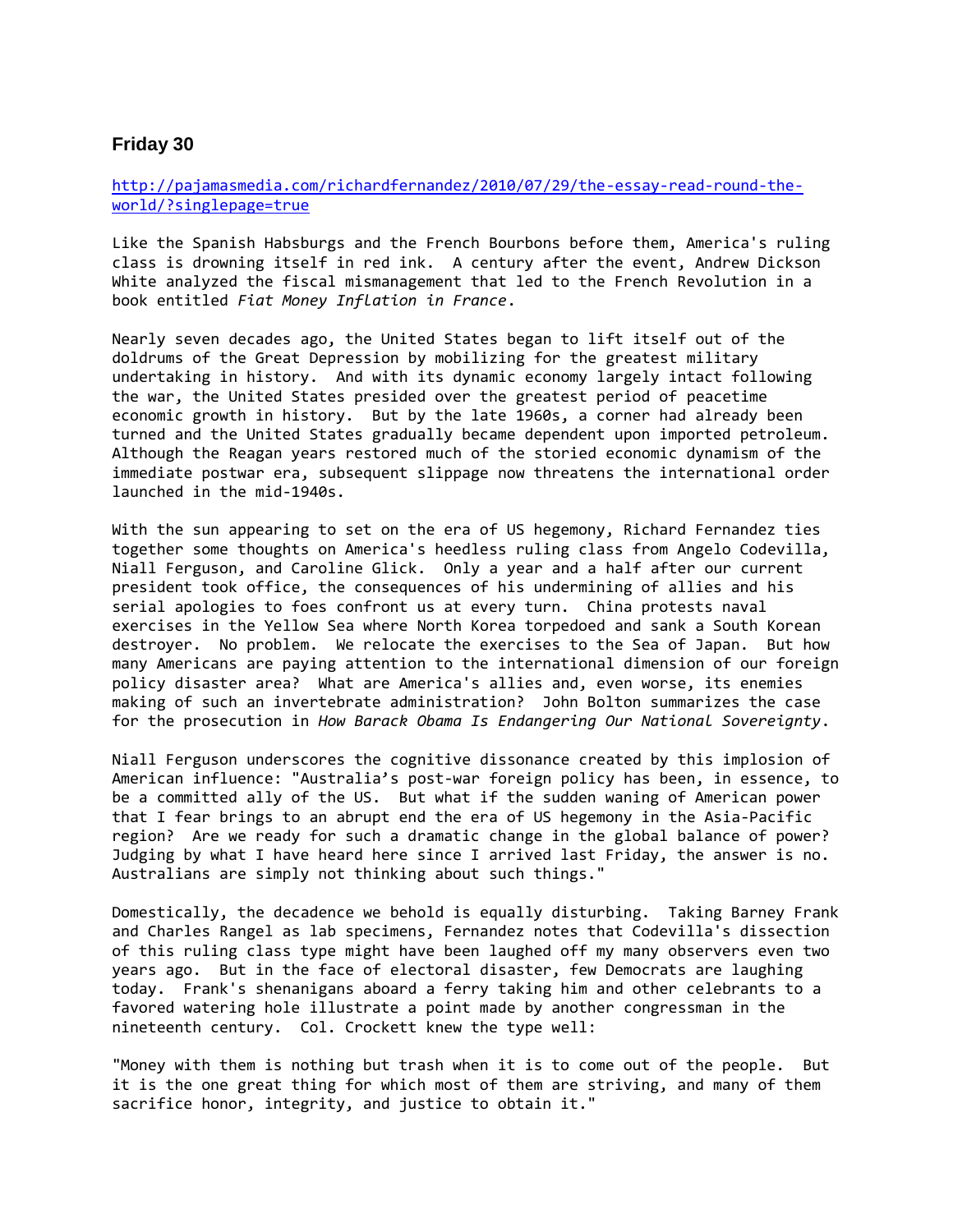## Friday 30

[http://pajamasmedia.com/richardfernandez/2010/07/29/the-essay-read-round-the-world/?singlepage=true](http://pajamasmedia.com/richardfernandez/2010/07/29/the-essay-read-round-the-world/?singlepage=true)

Like the Spanish Habsburgs and the French Bourbons before them, America's ruling class is drowning itself in red ink. A century after the event, Andrew Dickson White analyzed the fiscal mismanagement that led to the French Revolution in a book entitled *Fiat Money Inflation in France*.

Nearly seven decades ago, the United States began to lift itself out of the doldrums of the Great Depression by mobilizing for the greatest military undertaking in history. And with its dynamic economy largely intact following the war, the United States presided over the greatest period of peacetime economic growth in history. But by the late 1960s, a corner had already been turned and the United States gradually became dependent upon imported petroleum. Although the Reagan years restored much of the storied economic dynamism of the immediate postwar era, subsequent slippage now threatens the international order launched in the mid-1940s.

With the sun appearing to set on the era of US hegemony, Richard Fernandez ties together some thoughts on America's heedless ruling class from Angelo Codevilla, Niall Ferguson, and Caroline Glick. Only a year and a half after our current president took office, the consequences of his undermining of allies and his serial apologies to foes confront us at every turn. China protests naval exercises in the Yellow Sea where North Korea torpedoed and sank a South Korean destroyer. No problem. We relocate the exercises to the Sea of Japan. But how many Americans are paying attention to the international dimension of our foreign policy disaster area? What are America's allies and, even worse, its enemies making of such an invertebrate administration? John Bolton summarizes the case for the prosecution in *How Barack Obama Is Endangering Our National Sovereignty*.

Niall Ferguson underscores the cognitive dissonance created by this implosion of American influence: "Australia's post-war foreign policy has been, in essence, to be a committed ally of the US. But what if the sudden waning of American power that I fear brings to an abrupt end the era of US hegemony in the Asia-Pacific region? Are we ready for such a dramatic change in the global balance of power? Judging by what I have heard here since I arrived last Friday, the answer is no. Australians are simply not thinking about such things."

Domestically, the decadence we behold is equally disturbing. Taking Barney Frank and Charles Rangel as lab specimens, Fernandez notes that Codevilla's dissection of this ruling class type might have been laughed off my many observers even two years ago. But in the face of electoral disaster, few Democrats are laughing today. Frank's shenanigans aboard a ferry taking him and other celebrants to a favored watering hole illustrate a point made by another congressman in the nineteenth century. Col. Crockett knew the type well:

"Money with them is nothing but trash when it is to come out of the people. But it is the one great thing for which most of them are striving, and many of them sacrifice honor, integrity, and justice to obtain it."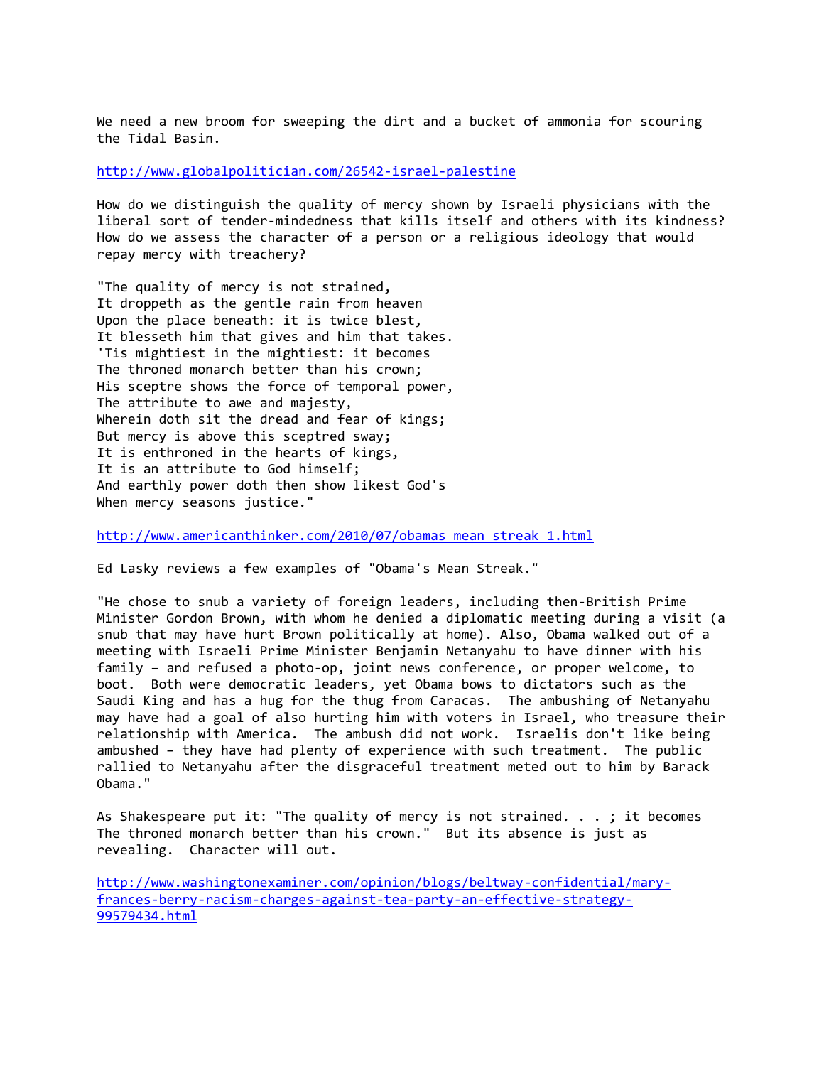We need a new broom for sweeping the dirt and a bucket of ammonia for scouring the Tidal Basin.

http://www.globalpolitician.com/26542-israel-palestine

How do we distinguish the quality of mercy shown by Israeli physicians with the liberal sort of tender-mindedness that kills itself and others with its kindness? How do we assess the character of a person or a religious ideology that would repay mercy with treachery?

"The quality of mercy is not strained,  
It droppeth as the gentle rain from heaven  
Upon the place beneath: it is twice blest,  
It blesseth him that gives and him that takes.  
'Tis mightiest in the mightiest: it becomes  
The throned monarch better than his crown;  
His sceptre shows the force of temporal power,  
The attribute to awe and majesty,  
Wherein doth sit the dread and fear of kings;  
But mercy is above this sceptred sway;  
It is enthroned in the hearts of kings,  
It is an attribute to God himself;  
And earthly power doth then show likest God's  
When mercy seasons justice."

http://www.americanthinker.com/2010/07/obamas_mean_streak_1.html

Ed Lasky reviews a few examples of "Obama's Mean Streak."

"He chose to snub a variety of foreign leaders, including then-British Prime Minister Gordon Brown, with whom he denied a diplomatic meeting during a visit (a snub that may have hurt Brown politically at home). Also, Obama walked out of a meeting with Israeli Prime Minister Benjamin Netanyahu to have dinner with his family – and refused a photo-op, joint news conference, or proper welcome, to boot. Both were democratic leaders, yet Obama bows to dictators such as the Saudi King and has a hug for the thug from Caracas. The ambushing of Netanyahu may have had a goal of also hurting him with voters in Israel, who treasure their relationship with America. The ambush did not work. Israelis don't like being ambushed – they have had plenty of experience with such treatment. The public rallied to Netanyahu after the disgraceful treatment meted out to him by Barack Obama."

As Shakespeare put it: "The quality of mercy is not strained. . . ; it becomes The throned monarch better than his crown." But its absence is just as revealing. Character will out.

http://www.washingtonexaminer.com/opinion/blogs/beltway-confidential/mary-frances-berry-racism-charges-against-tea-party-an-effective-strategy-99579434.html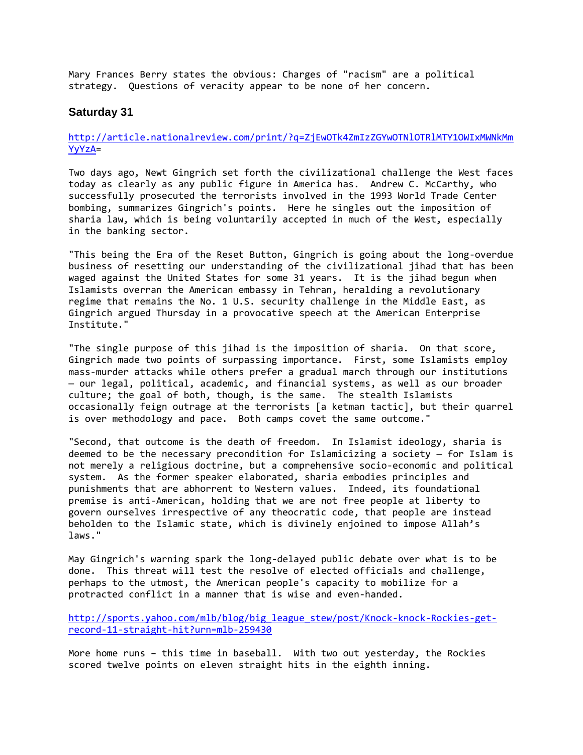Mary Frances Berry states the obvious: Charges of "racism" are a political strategy. Questions of veracity appear to be none of her concern.

### Saturday 31

http://article.nationalreview.com/print/?q=ZjEwOTk4ZmIzZGYwOTNlOTRlMTY1OWIxMWNkMmYyYzA=

Two days ago, Newt Gingrich set forth the civilizational challenge the West faces today as clearly as any public figure in America has. Andrew C. McCarthy, who successfully prosecuted the terrorists involved in the 1993 World Trade Center bombing, summarizes Gingrich's points. Here he singles out the imposition of sharia law, which is being voluntarily accepted in much of the West, especially in the banking sector.

"This being the Era of the Reset Button, Gingrich is going about the long-overdue business of resetting our understanding of the civilizational jihad that has been waged against the United States for some 31 years. It is the jihad begun when Islamists overran the American embassy in Tehran, heralding a revolutionary regime that remains the No. 1 U.S. security challenge in the Middle East, as Gingrich argued Thursday in a provocative speech at the American Enterprise Institute."

"The single purpose of this jihad is the imposition of sharia. On that score, Gingrich made two points of surpassing importance. First, some Islamists employ mass-murder attacks while others prefer a gradual march through our institutions — our legal, political, academic, and financial systems, as well as our broader culture; the goal of both, though, is the same. The stealth Islamists occasionally feign outrage at the terrorists [a ketman tactic], but their quarrel is over methodology and pace. Both camps covet the same outcome."

"Second, that outcome is the death of freedom. In Islamist ideology, sharia is deemed to be the necessary precondition for Islamicizing a society — for Islam is not merely a religious doctrine, but a comprehensive socio-economic and political system. As the former speaker elaborated, sharia embodies principles and punishments that are abhorrent to Western values. Indeed, its foundational premise is anti-American, holding that we are not free people at liberty to govern ourselves irrespective of any theocratic code, that people are instead beholden to the Islamic state, which is divinely enjoined to impose Allah's laws."

May Gingrich's warning spark the long-delayed public debate over what is to be done. This threat will test the resolve of elected officials and challenge, perhaps to the utmost, the American people's capacity to mobilize for a protracted conflict in a manner that is wise and even-handed.

http://sports.yahoo.com/mlb/blog/big_league_stew/post/Knock-knock-Rockies-get-record-11-straight-hit?urn=mlb-259430

More home runs – this time in baseball. With two out yesterday, the Rockies scored twelve points on eleven straight hits in the eighth inning.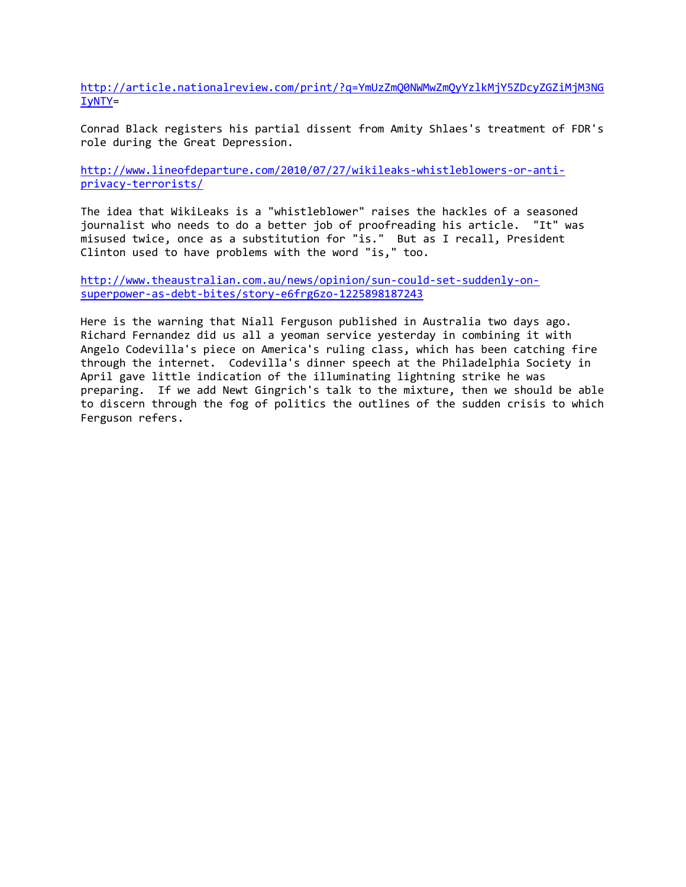http://article.nationalreview.com/print/?q=YmUzZmQ0NWMwZmQyYzlkMjY5ZDcyZGZiMjM3NGIyNTY=

Conrad Black registers his partial dissent from Amity Shlaes's treatment of FDR's role during the Great Depression.

http://www.lineofdeparture.com/2010/07/27/wikileaks-whistleblowers-or-anti-privacy-terrorists/

The idea that WikiLeaks is a "whistleblower" raises the hackles of a seasoned journalist who needs to do a better job of proofreading his article. "It" was misused twice, once as a substitution for "is." But as I recall, President Clinton used to have problems with the word "is," too.

http://www.theaustralian.com.au/news/opinion/sun-could-set-suddenly-on-superpower-as-debt-bites/story-e6frg6zo-1225898187243

Here is the warning that Niall Ferguson published in Australia two days ago. Richard Fernandez did us all a yeoman service yesterday in combining it with Angelo Codevilla's piece on America's ruling class, which has been catching fire through the internet. Codevilla's dinner speech at the Philadelphia Society in April gave little indication of the illuminating lightning strike he was preparing. If we add Newt Gingrich's talk to the mixture, then we should be able to discern through the fog of politics the outlines of the sudden crisis to which Ferguson refers.